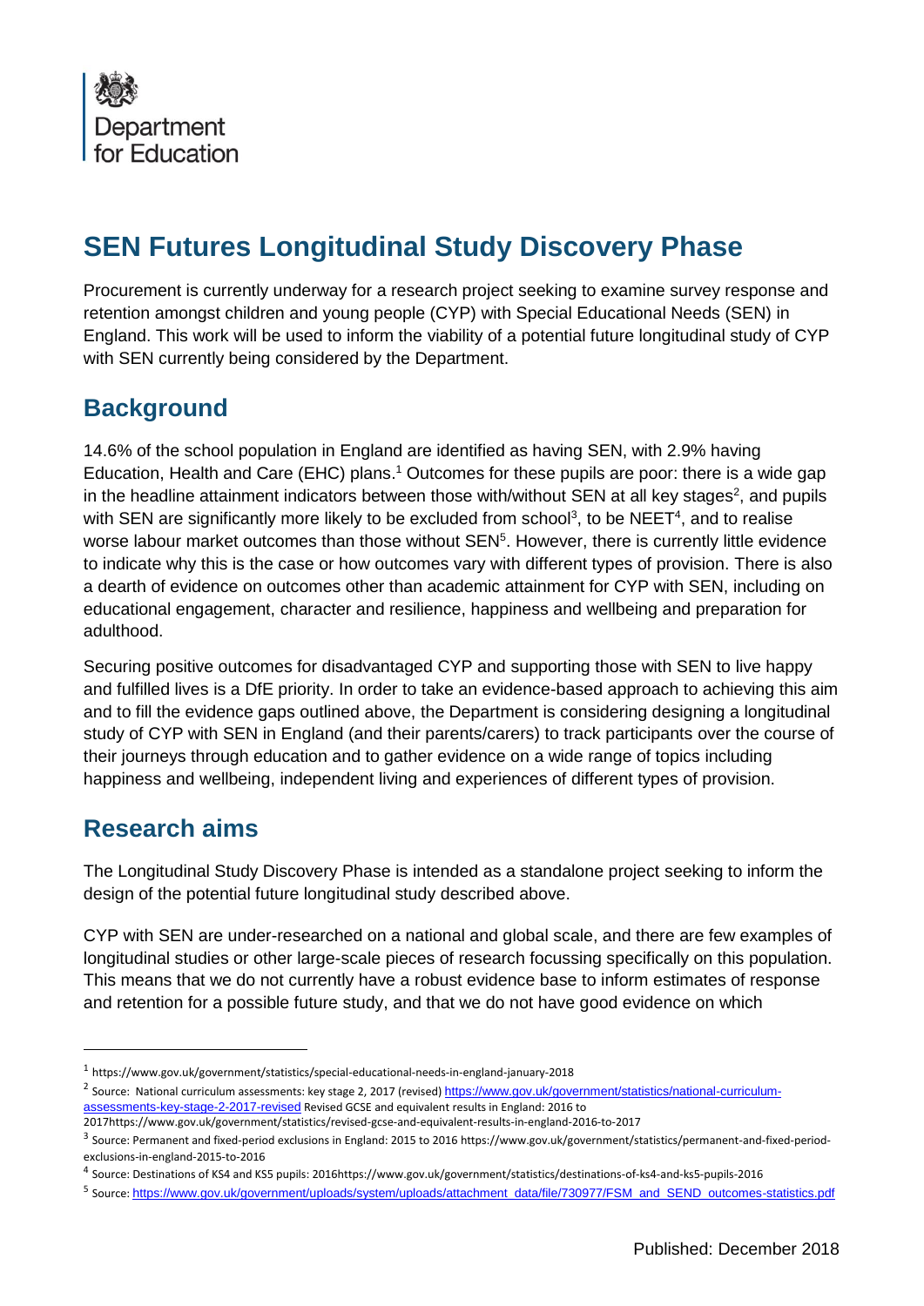Department for Education

# SEN Futures Longitudinal Study Discovery Phase

Procurement is currently underway for a research project seeking to examine survey response and retention amongst children and young people (CYP) with Special Educational Needs (SEN) in England. This work will be used to inform the viability of a potential future longitudinal study of CYP with SEN currently being considered by the Department.

## Background

14.6% of the school population in England are identified as having SEN, with 2.9% having Education, Health and Care (EHC) plans.[1] Outcomes for these pupils are poor: there is a wide gap in the headline attainment indicators between those with/without SEN at all key stages[2], and pupils with SEN are significantly more likely to be excluded from school[3], to be NEET[4], and to realise worse labour market outcomes than those without SEN[5]. However, there is currently little evidence to indicate why this is the case or how outcomes vary with different types of provision. There is also a dearth of evidence on outcomes other than academic attainment for CYP with SEN, including on educational engagement, character and resilience, happiness and wellbeing and preparation for adulthood.

Securing positive outcomes for disadvantaged CYP and supporting those with SEN to live happy and fulfilled lives is a DfE priority. In order to take an evidence-based approach to achieving this aim and to fill the evidence gaps outlined above, the Department is considering designing a longitudinal study of CYP with SEN in England (and their parents/carers) to track participants over the course of their journeys through education and to gather evidence on a wide range of topics including happiness and wellbeing, independent living and experiences of different types of provision.

## Research aims

The Longitudinal Study Discovery Phase is intended as a standalone project seeking to inform the design of the potential future longitudinal study described above.

CYP with SEN are under-researched on a national and global scale, and there are few examples of longitudinal studies or other large-scale pieces of research focussing specifically on this population. This means that we do not currently have a robust evidence base to inform estimates of response and retention for a possible future study, and that we do not have good evidence on which

---

[1] https://www.gov.uk/government/statistics/special-educational-needs-in-england-january-2018

[2] Source: National curriculum assessments: key stage 2, 2017 (revised) https://www.gov.uk/government/statistics/national-curriculum-assessments-key-stage-2-2017-revised Revised GCSE and equivalent results in England: 2016 to 2017https://www.gov.uk/government/statistics/revised-gcse-and-equivalent-results-in-england-2016-to-2017

[3] Source: Permanent and fixed-period exclusions in England: 2015 to 2016 https://www.gov.uk/government/statistics/permanent-and-fixed-period-exclusions-in-england-2015-to-2016

[4] Source: Destinations of KS4 and KS5 pupils: 2016https://www.gov.uk/government/statistics/destinations-of-ks4-and-ks5-pupils-2016

[5] Source: https://www.gov.uk/government/uploads/system/uploads/attachment_data/file/730977/FSM_and_SEND_outcomes-statistics.pdf

Published: December 2018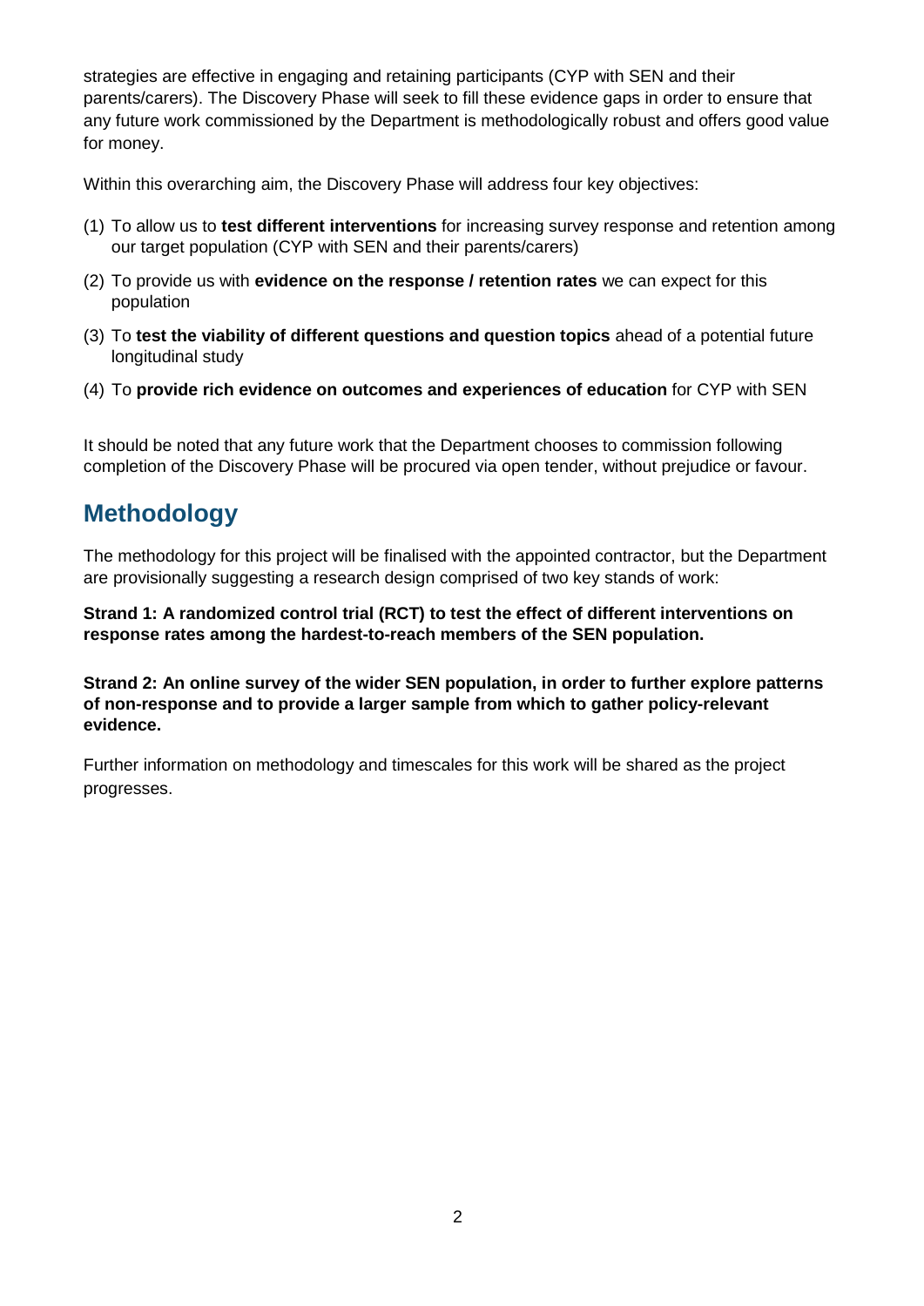strategies are effective in engaging and retaining participants (CYP with SEN and their parents/carers). The Discovery Phase will seek to fill these evidence gaps in order to ensure that any future work commissioned by the Department is methodologically robust and offers good value for money.

Within this overarching aim, the Discovery Phase will address four key objectives:

(1) To allow us to **test different interventions** for increasing survey response and retention among our target population (CYP with SEN and their parents/carers)

(2) To provide us with **evidence on the response / retention rates** we can expect for this population

(3) To **test the viability of different questions and question topics** ahead of a potential future longitudinal study

(4) To **provide rich evidence on outcomes and experiences of education** for CYP with SEN

It should be noted that any future work that the Department chooses to commission following completion of the Discovery Phase will be procured via open tender, without prejudice or favour.

## Methodology

The methodology for this project will be finalised with the appointed contractor, but the Department are provisionally suggesting a research design comprised of two key stands of work:

**Strand 1: A randomized control trial (RCT) to test the effect of different interventions on response rates among the hardest-to-reach members of the SEN population.**

**Strand 2: An online survey of the wider SEN population, in order to further explore patterns of non-response and to provide a larger sample from which to gather policy-relevant evidence.**

Further information on methodology and timescales for this work will be shared as the project progresses.